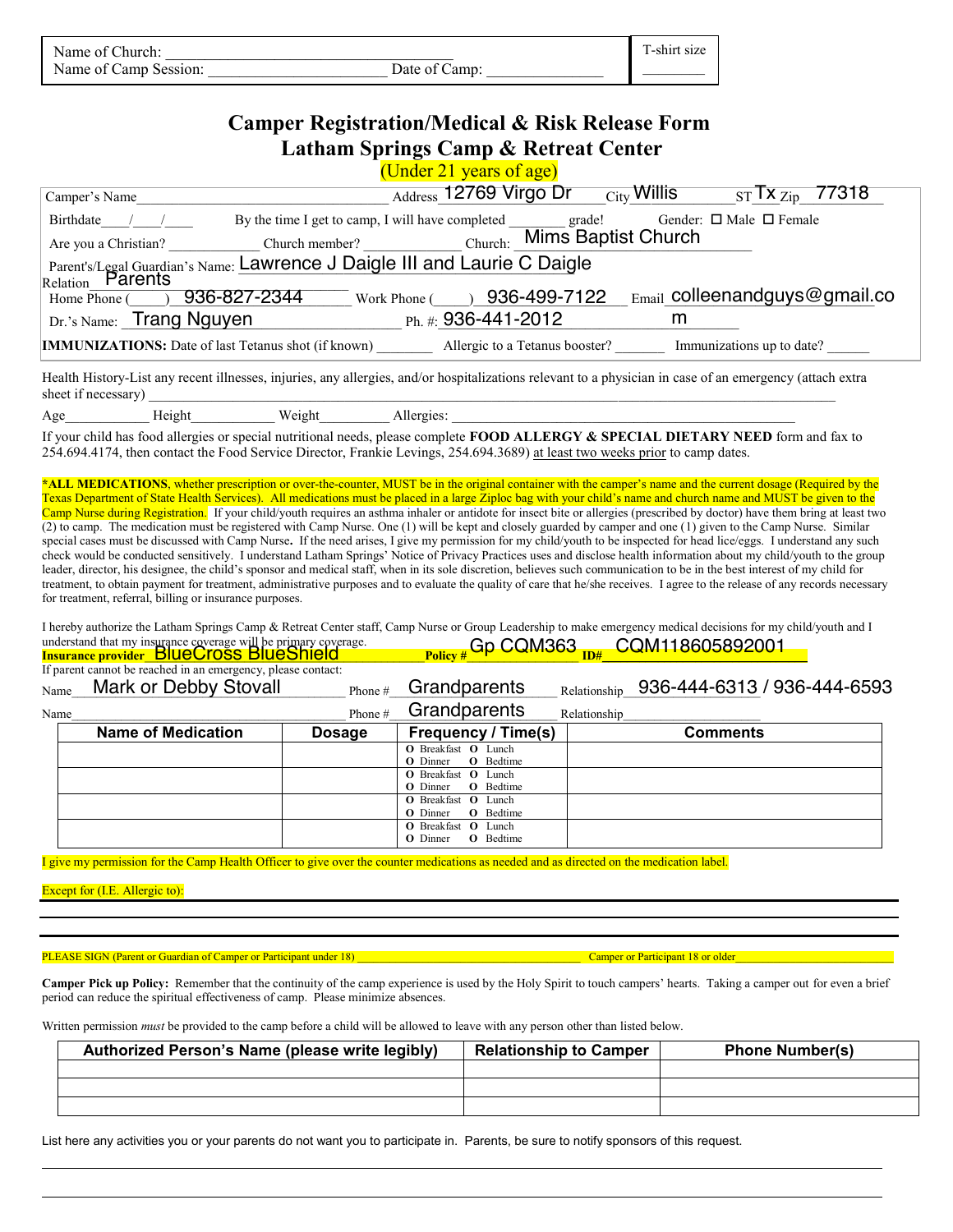| Name of Church: ______________________________________ | T-shirt size |
|---|---|
| Name of Camp Session: ______________________ Date of Camp: _______________ | ________ |

# Camper Registration/Medical & Risk Release Form
# Latham Springs Camp & Retreat Center

(Under 21 years of age)

Camper's Name_________________________________ Address 12769 Virgo Dr City Willis ST Tx Zip 77318

Birthdate____/____/____ By the time I get to camp, I will have completed ________ grade! Gender: ☐ Male ☐ Female

Are you a Christian? ____________ Church member? _____________ Church: Mims Baptist Church

Parent's/Legal Guardian's Name: Lawrence J Daigle III and Laurie C Daigle

Relation Parents

Home Phone (____) 936-827-2344 Work Phone (____) 936-499-7122 Email colleenandguys@gmail.com

Dr.'s Name: Trang Nguyen Ph. #: 936-441-2012

**IMMUNIZATIONS:** Date of last Tetanus shot (if known) ________ Allergic to a Tetanus booster? _______ Immunizations up to date? ______

Health History-List any recent illnesses, injuries, any allergies, and/or hospitalizations relevant to a physician in case of an emergency (attach extra sheet if necessary) ___________________________________________________________

Age___________ Height___________ Weight_________ Allergies: _____________________________________________

If your child has food allergies or special nutritional needs, please complete **FOOD ALLERGY & SPECIAL DIETARY NEED** form and fax to 254.694.4174, then contact the Food Service Director, Frankie Levings, 254.694.3689) at least two weeks prior to camp dates.

**\*ALL MEDICATIONS**, whether prescription or over-the-counter, MUST be in the original container with the camper's name and the current dosage (Required by the Texas Department of State Health Services). All medications must be placed in a large Ziploc bag with your child's name and church name and MUST be given to the Camp Nurse during Registration. If your child/youth requires an asthma inhaler or antidote for insect bite or allergies (prescribed by doctor) have them bring at least two (2) to camp. The medication must be registered with Camp Nurse. One (1) will be kept and closely guarded by camper and one (1) given to the Camp Nurse. Similar special cases must be discussed with Camp Nurse**.** If the need arises, I give my permission for my child/youth to be inspected for head lice/eggs. I understand any such check would be conducted sensitively. I understand Latham Springs' Notice of Privacy Practices uses and disclose health information about my child/youth to the group leader, director, his designee, the child's sponsor and medical staff, when in its sole discretion, believes such communication to be in the best interest of my child for treatment, to obtain payment for treatment, administrative purposes and to evaluate the quality of care that he/she receives. I agree to the release of any records necessary for treatment, referral, billing or insurance purposes.

I hereby authorize the Latham Springs Camp & Retreat Center staff, Camp Nurse or Group Leadership to make emergency medical decisions for my child/youth and I understand that my insurance coverage will be primary coverage.

**Insurance provider** BlueCross BlueShield **Policy #** Gp CQM363 **ID#** CQM118605892001

If parent cannot be reached in an emergency, please contact:

Name Mark or Debby Stovall Phone # Grandparents Relationship 936-444-6313 / 936-444-6593

Name______________________________ Phone # Grandparents Relationship___________________

| Name of Medication | Dosage | Frequency / Time(s) | Comments |
|---|---|---|---|
| | | O Breakfast O Lunch O Dinner O Bedtime | |
| | | O Breakfast O Lunch O Dinner O Bedtime | |
| | | O Breakfast O Lunch O Dinner O Bedtime | |
| | | O Breakfast O Lunch O Dinner O Bedtime | |

I give my permission for the Camp Health Officer to give over the counter medications as needed and as directed on the medication label.

Except for (I.E. Allergic to):

_______________________________________________________________

_______________________________________________________________

PLEASE SIGN (Parent or Guardian of Camper or Participant under 18) ______________________ Camper or Participant 18 or older______________________

**Camper Pick up Policy:** Remember that the continuity of the camp experience is used by the Holy Spirit to touch campers' hearts. Taking a camper out for even a brief period can reduce the spiritual effectiveness of camp. Please minimize absences.

Written permission *must* be provided to the camp before a child will be allowed to leave with any person other than listed below.

| Authorized Person's Name (please write legibly) | Relationship to Camper | Phone Number(s) |
|---|---|---|
| | | |
| | | |
| | | |

List here any activities you or your parents do not want you to participate in. Parents, be sure to notify sponsors of this request.

_______________________________________________________________

_______________________________________________________________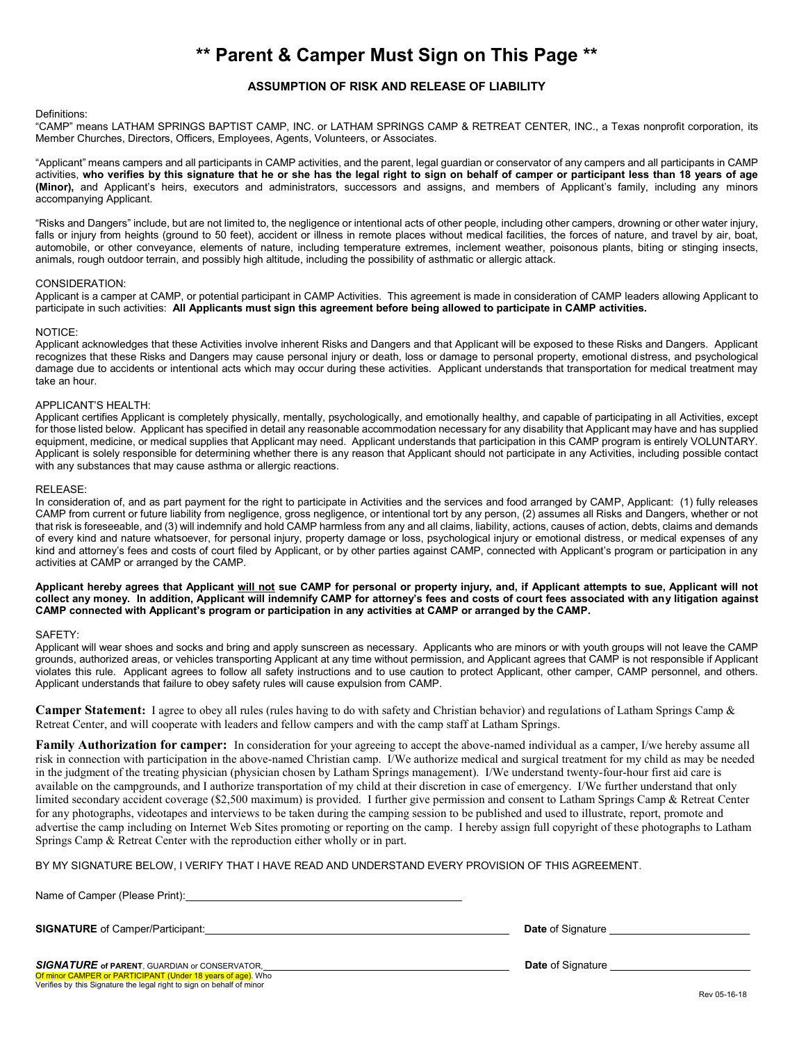# ** Parent & Camper Must Sign on This Page **

## ASSUMPTION OF RISK AND RELEASE OF LIABILITY

Definitions:

"CAMP" means LATHAM SPRINGS BAPTIST CAMP, INC. or LATHAM SPRINGS CAMP & RETREAT CENTER, INC., a Texas nonprofit corporation, its Member Churches, Directors, Officers, Employees, Agents, Volunteers, or Associates.

"Applicant" means campers and all participants in CAMP activities, and the parent, legal guardian or conservator of any campers and all participants in CAMP activities, **who verifies by this signature that he or she has the legal right to sign on behalf of camper or participant less than 18 years of age (Minor),** and Applicant's heirs, executors and administrators, successors and assigns, and members of Applicant's family, including any minors accompanying Applicant.

"Risks and Dangers" include, but are not limited to, the negligence or intentional acts of other people, including other campers, drowning or other water injury, falls or injury from heights (ground to 50 feet), accident or illness in remote places without medical facilities, the forces of nature, and travel by air, boat, automobile, or other conveyance, elements of nature, including temperature extremes, inclement weather, poisonous plants, biting or stinging insects, animals, rough outdoor terrain, and possibly high altitude, including the possibility of asthmatic or allergic attack.

CONSIDERATION:

Applicant is a camper at CAMP, or potential participant in CAMP Activities. This agreement is made in consideration of CAMP leaders allowing Applicant to participate in such activities: **All Applicants must sign this agreement before being allowed to participate in CAMP activities.**

NOTICE:

Applicant acknowledges that these Activities involve inherent Risks and Dangers and that Applicant will be exposed to these Risks and Dangers. Applicant recognizes that these Risks and Dangers may cause personal injury or death, loss or damage to personal property, emotional distress, and psychological damage due to accidents or intentional acts which may occur during these activities. Applicant understands that transportation for medical treatment may take an hour.

APPLICANT'S HEALTH:

Applicant certifies Applicant is completely physically, mentally, psychologically, and emotionally healthy, and capable of participating in all Activities, except for those listed below. Applicant has specified in detail any reasonable accommodation necessary for any disability that Applicant may have and has supplied equipment, medicine, or medical supplies that Applicant may need. Applicant understands that participation in this CAMP program is entirely VOLUNTARY. Applicant is solely responsible for determining whether there is any reason that Applicant should not participate in any Activities, including possible contact with any substances that may cause asthma or allergic reactions.

RELEASE:

In consideration of, and as part payment for the right to participate in Activities and the services and food arranged by CAMP, Applicant: (1) fully releases CAMP from current or future liability from negligence, gross negligence, or intentional tort by any person, (2) assumes all Risks and Dangers, whether or not that risk is foreseeable, and (3) will indemnify and hold CAMP harmless from any and all claims, liability, actions, causes of action, debts, claims and demands of every kind and nature whatsoever, for personal injury, property damage or loss, psychological injury or emotional distress, or medical expenses of any kind and attorney's fees and costs of court filed by Applicant, or by other parties against CAMP, connected with Applicant's program or participation in any activities at CAMP or arranged by the CAMP.

**Applicant hereby agrees that Applicant <u>will not</u> sue CAMP for personal or property injury, and, if Applicant attempts to sue, Applicant will not collect any money. In addition, Applicant will indemnify CAMP for attorney's fees and costs of court fees associated with any litigation against CAMP connected with Applicant's program or participation in any activities at CAMP or arranged by the CAMP.**

SAFETY:

Applicant will wear shoes and socks and bring and apply sunscreen as necessary. Applicants who are minors or with youth groups will not leave the CAMP grounds, authorized areas, or vehicles transporting Applicant at any time without permission, and Applicant agrees that CAMP is not responsible if Applicant violates this rule. Applicant agrees to follow all safety instructions and to use caution to protect Applicant, other camper, CAMP personnel, and others. Applicant understands that failure to obey safety rules will cause expulsion from CAMP.

**Camper Statement:** I agree to obey all rules (rules having to do with safety and Christian behavior) and regulations of Latham Springs Camp & Retreat Center, and will cooperate with leaders and fellow campers and with the camp staff at Latham Springs.

**Family Authorization for camper:** In consideration for your agreeing to accept the above-named individual as a camper, I/we hereby assume all risk in connection with participation in the above-named Christian camp. I/We authorize medical and surgical treatment for my child as may be needed in the judgment of the treating physician (physician chosen by Latham Springs management). I/We understand twenty-four-hour first aid care is available on the campgrounds, and I authorize transportation of my child at their discretion in case of emergency. I/We further understand that only limited secondary accident coverage ($2,500 maximum) is provided. I further give permission and consent to Latham Springs Camp & Retreat Center for any photographs, videotapes and interviews to be taken during the camping session to be published and used to illustrate, report, promote and advertise the camp including on Internet Web Sites promoting or reporting on the camp. I hereby assign full copyright of these photographs to Latham Springs Camp & Retreat Center with the reproduction either wholly or in part.

BY MY SIGNATURE BELOW, I VERIFY THAT I HAVE READ AND UNDERSTAND EVERY PROVISION OF THIS AGREEMENT.

Name of Camper (Please Print): ______________________________

**SIGNATURE** of Camper/Participant: ______________________________ **Date** of Signature ____________________

***SIGNATURE* of PARENT**, GUARDIAN or CONSERVATOR, Of minor CAMPER or PARTICIPANT (Under 18 years of age). Who Verifies by this Signature the legal right to sign on behalf of minor ______________________________ **Date** of Signature ____________________

Rev 05-16-18